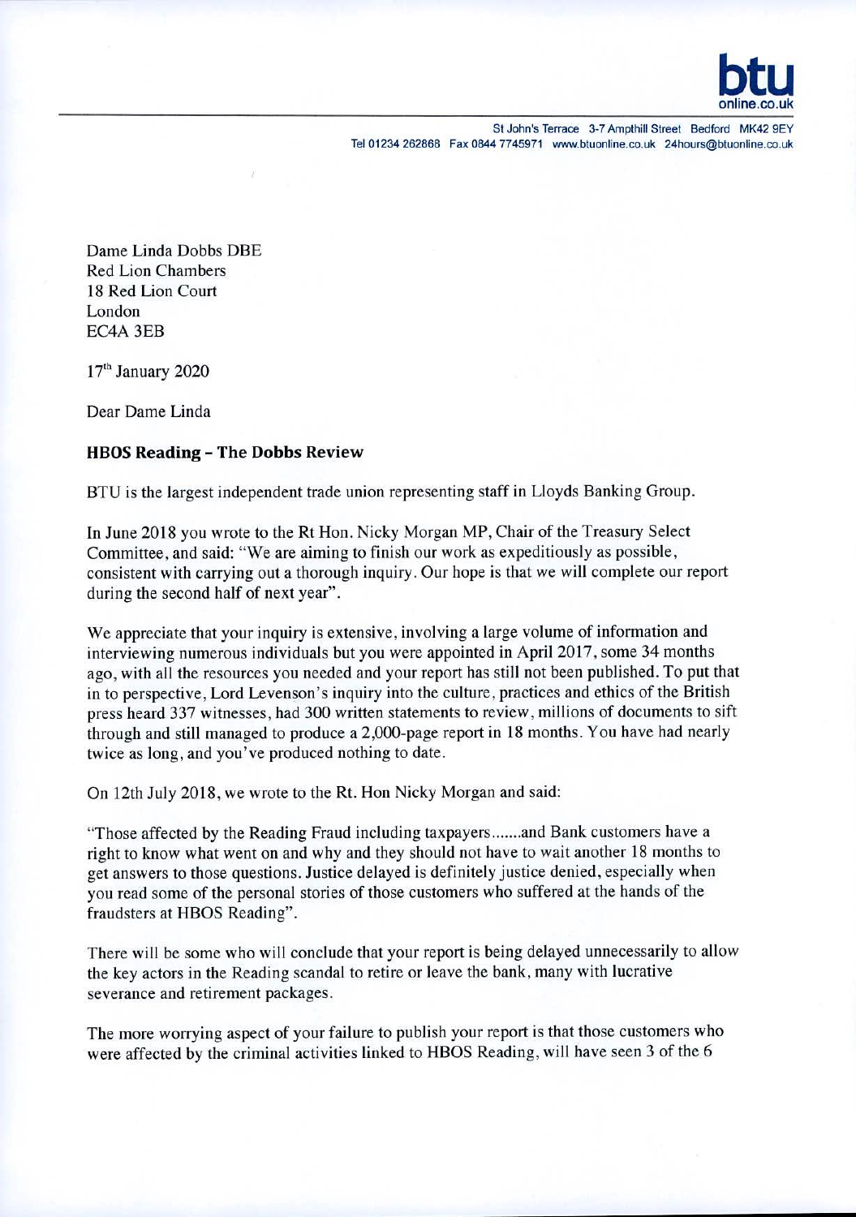St John's Terrace 3-7 Ampthill Street Bedford MK42 9EY
Tel 01234 262868 Fax 0844 7745971 www.btuonline.co.uk 24hours@btuonline.co.uk

Dame Linda Dobbs DBE
Red Lion Chambers
18 Red Lion Court
London
EC4A 3EB

17th January 2020

Dear Dame Linda

**HBOS Reading – The Dobbs Review**

BTU is the largest independent trade union representing staff in Lloyds Banking Group.

In June 2018 you wrote to the Rt Hon. Nicky Morgan MP, Chair of the Treasury Select Committee, and said: "We are aiming to finish our work as expeditiously as possible, consistent with carrying out a thorough inquiry. Our hope is that we will complete our report during the second half of next year".

We appreciate that your inquiry is extensive, involving a large volume of information and interviewing numerous individuals but you were appointed in April 2017, some 34 months ago, with all the resources you needed and your report has still not been published. To put that in to perspective, Lord Levenson's inquiry into the culture, practices and ethics of the British press heard 337 witnesses, had 300 written statements to review, millions of documents to sift through and still managed to produce a 2,000-page report in 18 months. You have had nearly twice as long, and you've produced nothing to date.

On 12th July 2018, we wrote to the Rt. Hon Nicky Morgan and said:

"Those affected by the Reading Fraud including taxpayers.......and Bank customers have a right to know what went on and why and they should not have to wait another 18 months to get answers to those questions. Justice delayed is definitely justice denied, especially when you read some of the personal stories of those customers who suffered at the hands of the fraudsters at HBOS Reading".

There will be some who will conclude that your report is being delayed unnecessarily to allow the key actors in the Reading scandal to retire or leave the bank, many with lucrative severance and retirement packages.

The more worrying aspect of your failure to publish your report is that those customers who were affected by the criminal activities linked to HBOS Reading, will have seen 3 of the 6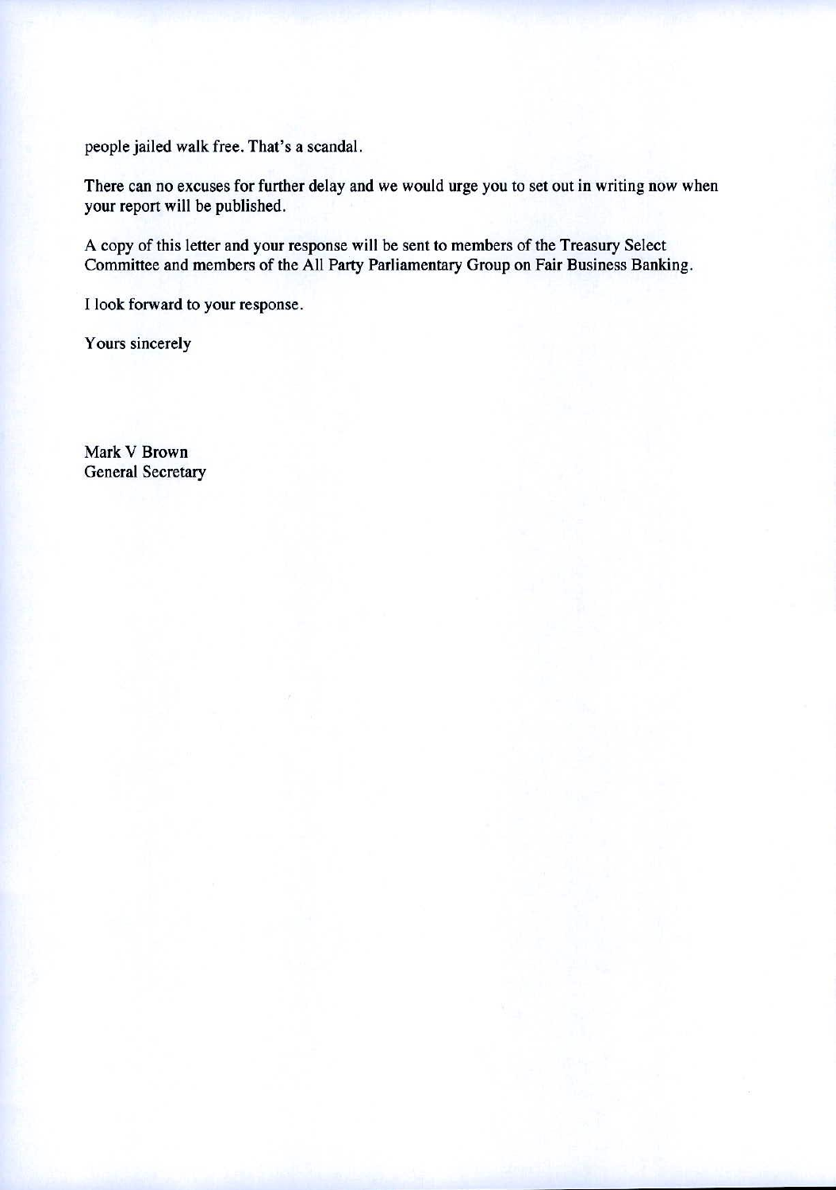people jailed walk free. That's a scandal.

There can no excuses for further delay and we would urge you to set out in writing now when your report will be published.

A copy of this letter and your response will be sent to members of the Treasury Select Committee and members of the All Party Parliamentary Group on Fair Business Banking.

I look forward to your response.

Yours sincerely

Mark V Brown
General Secretary